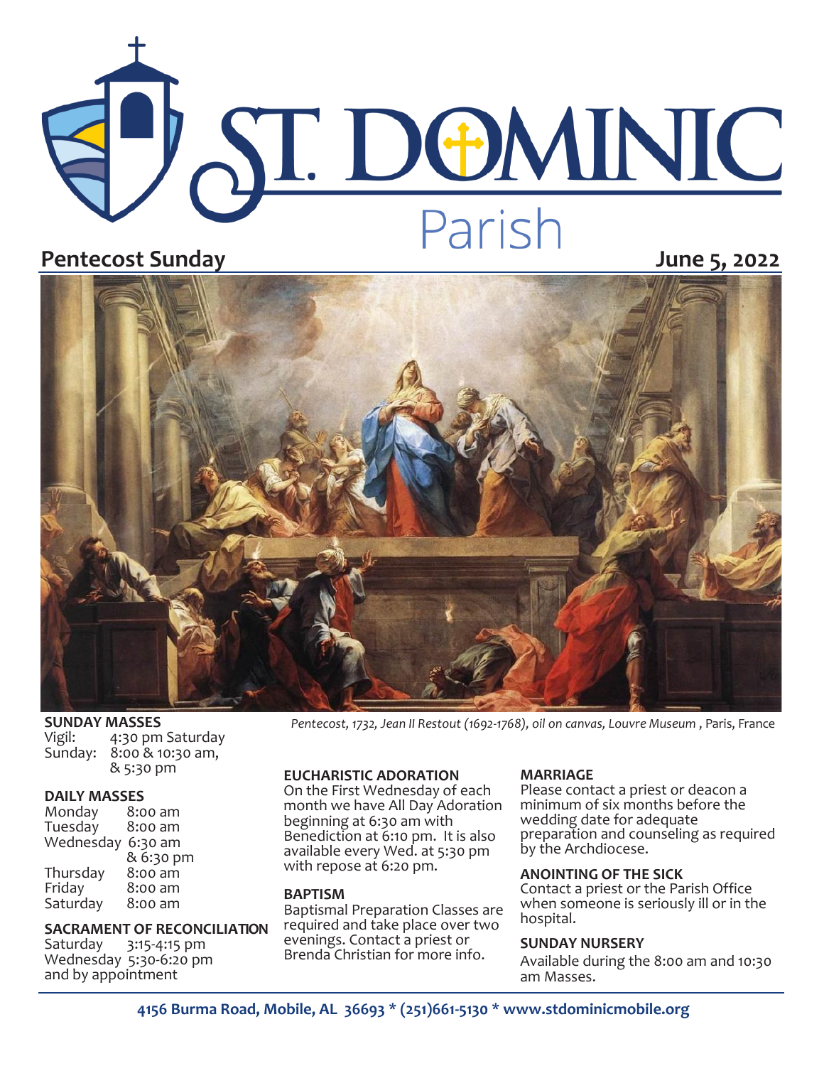# ST. DOMINIC Parish

**Pentecost Sunday** **June 5, 2022**

*Pentecost, 1732, Jean II Restout (1692-1768), oil on canvas, Louvre Museum*, Paris, France

**SUNDAY MASSES**
Vigil: 4:30 pm Saturday
Sunday: 8:00 & 10:30 am, & 5:30 pm

**DAILY MASSES**
Monday 8:00 am
Tuesday 8:00 am
Wednesday 6:30 am & 6:30 pm
Thursday 8:00 am
Friday 8:00 am
Saturday 8:00 am

**SACRAMENT OF RECONCILIATION**
Saturday 3:15-4:15 pm
Wednesday 5:30-6:20 pm
and by appointment

**EUCHARISTIC ADORATION**
On the First Wednesday of each month we have All Day Adoration beginning at 6:30 am with Benediction at 6:10 pm. It is also available every Wed. at 5:30 pm with repose at 6:20 pm.

**BAPTISM**
Baptismal Preparation Classes are required and take place over two evenings. Contact a priest or Brenda Christian for more info.

**MARRIAGE**
Please contact a priest or deacon a minimum of six months before the wedding date for adequate preparation and counseling as required by the Archdiocese.

**ANOINTING OF THE SICK**
Contact a priest or the Parish Office when someone is seriously ill or in the hospital.

**SUNDAY NURSERY**
Available during the 8:00 am and 10:30 am Masses.

**4156 Burma Road, Mobile, AL 36693 * (251)661-5130 * www.stdominicmobile.org**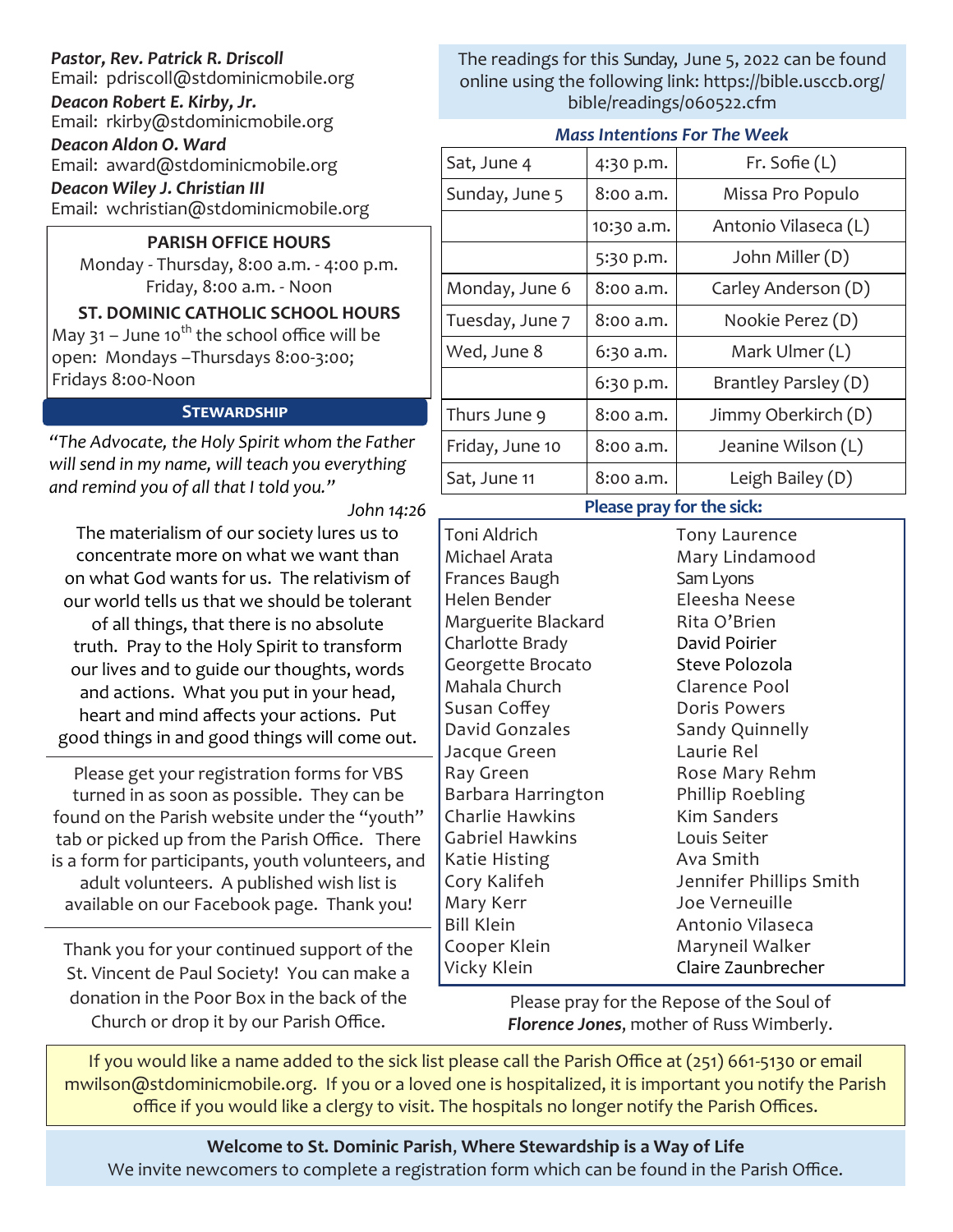***Pastor, Rev. Patrick R. Driscoll***
Email: pdriscoll@stdominicmobile.org

***Deacon Robert E. Kirby, Jr.***
Email: rkirby@stdominicmobile.org

***Deacon Aldon O. Ward***
Email: award@stdominicmobile.org

***Deacon Wiley J. Christian III***
Email: wchristian@stdominicmobile.org

**PARISH OFFICE HOURS**

Monday - Thursday, 8:00 a.m. - 4:00 p.m.
Friday, 8:00 a.m. - Noon

**ST. DOMINIC CATHOLIC SCHOOL HOURS**

May 31 – June 10th the school office will be open: Mondays –Thursdays 8:00-3:00; Fridays 8:00-Noon

## STEWARDSHIP

*"The Advocate, the Holy Spirit whom the Father will send in my name, will teach you everything and remind you of all that I told you."*

*John 14:26*

The materialism of our society lures us to concentrate more on what we want than on what God wants for us. The relativism of our world tells us that we should be tolerant of all things, that there is no absolute truth. Pray to the Holy Spirit to transform our lives and to guide our thoughts, words and actions. What you put in your head, heart and mind affects your actions. Put good things in and good things will come out.

---

Please get your registration forms for VBS turned in as soon as possible. They can be found on the Parish website under the "youth" tab or picked up from the Parish Office. There is a form for participants, youth volunteers, and adult volunteers. A published wish list is available on our Facebook page. Thank you!

---

Thank you for your continued support of the St. Vincent de Paul Society! You can make a donation in the Poor Box in the back of the Church or drop it by our Parish Office.

The readings for this Sunday, June 5, 2022 can be found online using the following link: https://bible.usccb.org/bible/readings/060522.cfm

### *Mass Intentions For The Week*

| | | |
|---|---|---|
| Sat, June 4 | 4:30 p.m. | Fr. Sofie (L) |
| Sunday, June 5 | 8:00 a.m. | Missa Pro Populo |
| | 10:30 a.m. | Antonio Vilaseca (L) |
| | 5:30 p.m. | John Miller (D) |
| Monday, June 6 | 8:00 a.m. | Carley Anderson (D) |
| Tuesday, June 7 | 8:00 a.m. | Nookie Perez (D) |
| Wed, June 8 | 6:30 a.m. | Mark Ulmer (L) |
| | 6:30 p.m. | Brantley Parsley (D) |
| Thurs June 9 | 8:00 a.m. | Jimmy Oberkirch (D) |
| Friday, June 10 | 8:00 a.m. | Jeanine Wilson (L) |
| Sat, June 11 | 8:00 a.m. | Leigh Bailey (D) |

### Please pray for the sick:

Toni Aldrich
Michael Arata
Frances Baugh
Helen Bender
Marguerite Blackard
Charlotte Brady
Georgette Brocato
Mahala Church
Susan Coffey
David Gonzales
Jacque Green
Ray Green
Barbara Harrington
Charlie Hawkins
Gabriel Hawkins
Katie Histing
Cory Kalifeh
Mary Kerr
Bill Klein
Cooper Klein
Vicky Klein
Tony Laurence
Mary Lindamood
Sam Lyons
Eleesha Neese
Rita O'Brien
David Poirier
Steve Polozola
Clarence Pool
Doris Powers
Sandy Quinnelly
Laurie Rel
Rose Mary Rehm
Phillip Roebling
Kim Sanders
Louis Seiter
Ava Smith
Jennifer Phillips Smith
Joe Verneuille
Antonio Vilaseca
Maryneil Walker
Claire Zaunbrecher

Please pray for the Repose of the Soul of ***Florence Jones***, mother of Russ Wimberly.

If you would like a name added to the sick list please call the Parish Office at (251) 661-5130 or email mwilson@stdominicmobile.org. If you or a loved one is hospitalized, it is important you notify the Parish office if you would like a clergy to visit. The hospitals no longer notify the Parish Offices.

**Welcome to St. Dominic Parish, Where Stewardship is a Way of Life**
We invite newcomers to complete a registration form which can be found in the Parish Office.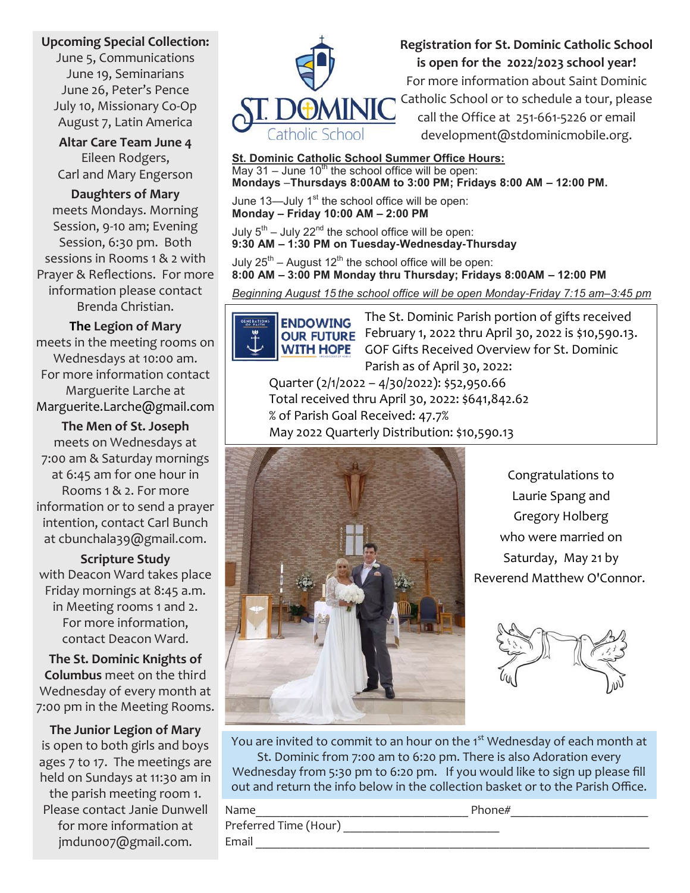**Upcoming Special Collection:**
June 5, Communications
June 19, Seminarians
June 26, Peter's Pence
July 10, Missionary Co-Op
August 7, Latin America

**Altar Care Team June 4**
Eileen Rodgers,
Carl and Mary Engerson

**Daughters of Mary**
meets Mondays. Morning Session, 9-10 am; Evening Session, 6:30 pm. Both sessions in Rooms 1 & 2 with Prayer & Reflections. For more information please contact Brenda Christian.

**The Legion of Mary**
meets in the meeting rooms on Wednesdays at 10:00 am. For more information contact Marguerite Larche at Marguerite.Larche@gmail.com

**The Men of St. Joseph**
meets on Wednesdays at 7:00 am & Saturday mornings at 6:45 am for one hour in Rooms 1 & 2. For more information or to send a prayer intention, contact Carl Bunch at cbunchala39@gmail.com.

**Scripture Study**
with Deacon Ward takes place Friday mornings at 8:45 a.m. in Meeting rooms 1 and 2. For more information, contact Deacon Ward.

**The St. Dominic Knights of Columbus** meet on the third Wednesday of every month at 7:00 pm in the Meeting Rooms.

**The Junior Legion of Mary**
is open to both girls and boys ages 7 to 17. The meetings are held on Sundays at 11:30 am in the parish meeting room 1. Please contact Janie Dunwell for more information at jmdun007@gmail.com.

ST. DOMINIC Catholic School

**Registration for St. Dominic Catholic School is open for the 2022/2023 school year!**
For more information about Saint Dominic Catholic School or to schedule a tour, please call the Office at 251-661-5226 or email development@stdominicmobile.org.

**St. Dominic Catholic School Summer Office Hours:**

May 31 – June 10th the school office will be open:
**Mondays –Thursdays 8:00AM to 3:00 PM; Fridays 8:00 AM – 12:00 PM.**

June 13—July 1st the school office will be open:
**Monday – Friday 10:00 AM – 2:00 PM**

July 5th – July 22nd the school office will be open:
**9:30 AM – 1:30 PM on Tuesday-Wednesday-Thursday**

July 25th – August 12th the school office will be open:
**8:00 AM – 3:00 PM Monday thru Thursday; Fridays 8:00AM – 12:00 PM**

*Beginning August 15 the school office will be open Monday-Friday 7:15 am–3:45 pm*

ENDOWING OUR FUTURE WITH HOPE

The St. Dominic Parish portion of gifts received February 1, 2022 thru April 30, 2022 is $10,590.13.
GOF Gifts Received Overview for St. Dominic Parish as of April 30, 2022:

Quarter (2/1/2022 – 4/30/2022): $52,950.66
Total received thru April 30, 2022: $641,842.62
% of Parish Goal Received: 47.7%
May 2022 Quarterly Distribution: $10,590.13

Congratulations to Laurie Spang and Gregory Holberg who were married on Saturday, May 21 by Reverend Matthew O'Connor.

You are invited to commit to an hour on the 1st Wednesday of each month at St. Dominic from 7:00 am to 6:20 pm. There is also Adoration every Wednesday from 5:30 pm to 6:20 pm. If you would like to sign up please fill out and return the info below in the collection basket or to the Parish Office.

Name\_\_\_\_\_\_\_\_\_\_\_\_\_\_\_\_\_\_\_\_\_\_\_\_\_\_\_\_ Phone#\_\_\_\_\_\_\_\_\_\_\_\_\_\_\_\_\_\_\_\_

Preferred Time (Hour) \_\_\_\_\_\_\_\_\_\_\_\_\_\_\_\_\_\_\_\_\_\_

Email \_\_\_\_\_\_\_\_\_\_\_\_\_\_\_\_\_\_\_\_\_\_\_\_\_\_\_\_\_\_\_\_\_\_\_\_\_\_\_\_\_\_\_\_\_\_\_\_\_\_\_\_\_